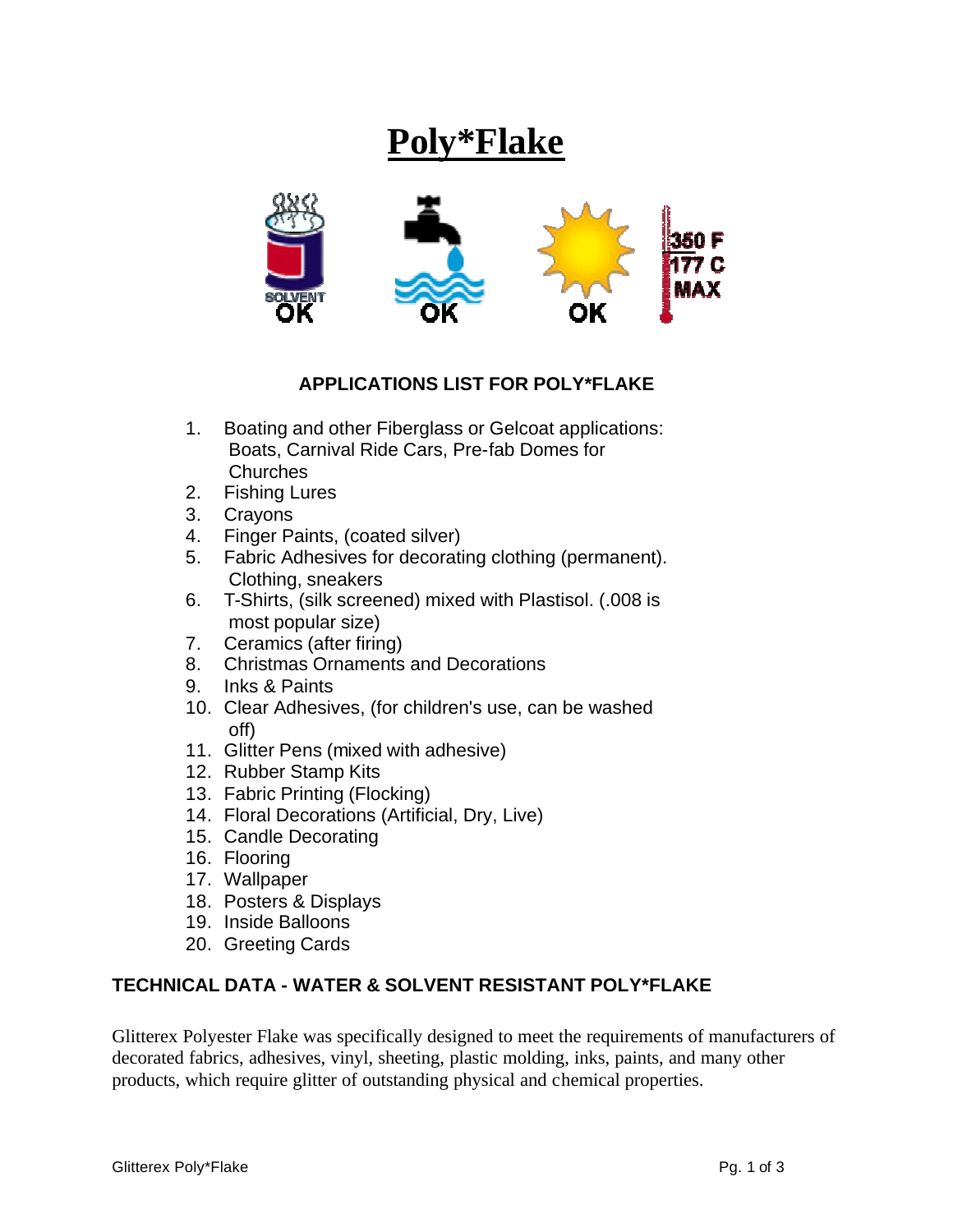# Poly*Flake

SOLVENT OK

OK

OK

350 F
177 C
MAX

## APPLICATIONS LIST FOR POLY*FLAKE

1. Boating and other Fiberglass or Gelcoat applications: Boats, Carnival Ride Cars, Pre-fab Domes for Churches
2. Fishing Lures
3. Crayons
4. Finger Paints, (coated silver)
5. Fabric Adhesives for decorating clothing (permanent). Clothing, sneakers
6. T-Shirts, (silk screened) mixed with Plastisol. (.008 is most popular size)
7. Ceramics (after firing)
8. Christmas Ornaments and Decorations
9. Inks & Paints
10. Clear Adhesives, (for children's use, can be washed off)
11. Glitter Pens (mixed with adhesive)
12. Rubber Stamp Kits
13. Fabric Printing (Flocking)
14. Floral Decorations (Artificial, Dry, Live)
15. Candle Decorating
16. Flooring
17. Wallpaper
18. Posters & Displays
19. Inside Balloons
20. Greeting Cards

## TECHNICAL DATA - WATER & SOLVENT RESISTANT POLY*FLAKE

Glitterex Polyester Flake was specifically designed to meet the requirements of manufacturers of decorated fabrics, adhesives, vinyl, sheeting, plastic molding, inks, paints, and many other products, which require glitter of outstanding physical and chemical properties.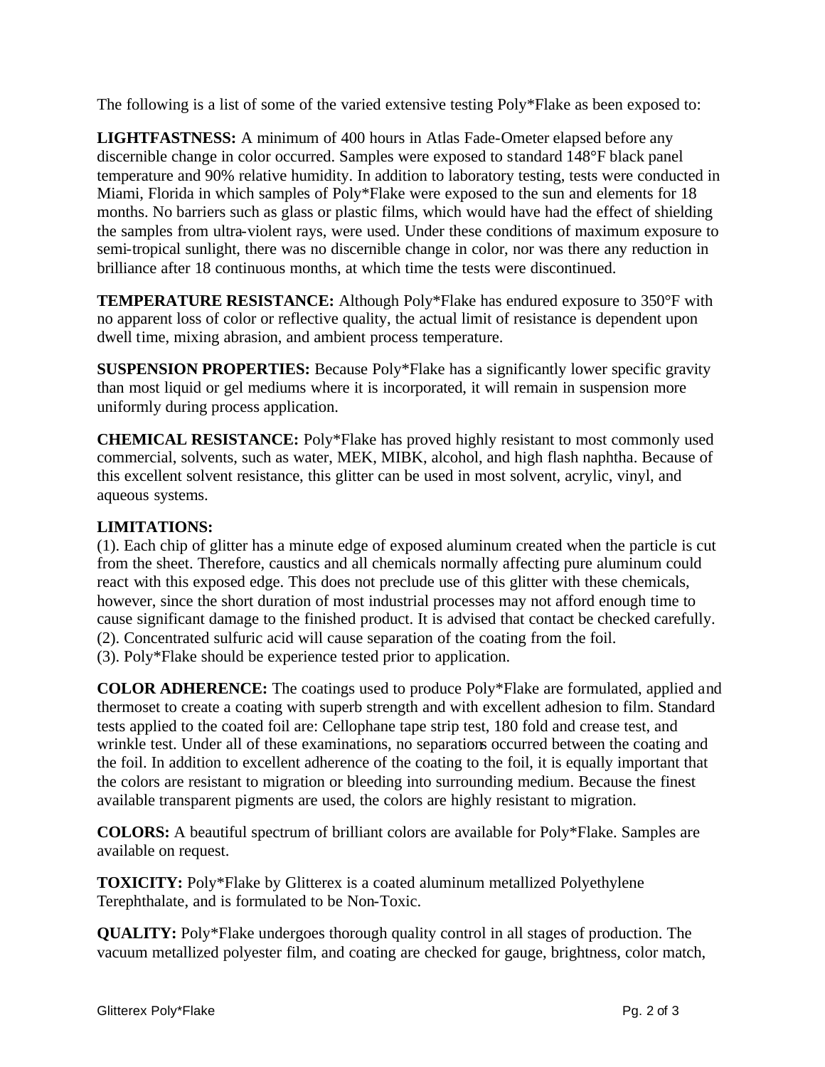The following is a list of some of the varied extensive testing Poly*Flake as been exposed to:

**LIGHTFASTNESS:** A minimum of 400 hours in Atlas Fade-Ometer elapsed before any discernible change in color occurred. Samples were exposed to standard 148°F black panel temperature and 90% relative humidity. In addition to laboratory testing, tests were conducted in Miami, Florida in which samples of Poly*Flake were exposed to the sun and elements for 18 months. No barriers such as glass or plastic films, which would have had the effect of shielding the samples from ultra-violent rays, were used. Under these conditions of maximum exposure to semi-tropical sunlight, there was no discernible change in color, nor was there any reduction in brilliance after 18 continuous months, at which time the tests were discontinued.

**TEMPERATURE RESISTANCE:** Although Poly*Flake has endured exposure to 350°F with no apparent loss of color or reflective quality, the actual limit of resistance is dependent upon dwell time, mixing abrasion, and ambient process temperature.

**SUSPENSION PROPERTIES:** Because Poly*Flake has a significantly lower specific gravity than most liquid or gel mediums where it is incorporated, it will remain in suspension more uniformly during process application.

**CHEMICAL RESISTANCE:** Poly*Flake has proved highly resistant to most commonly used commercial, solvents, such as water, MEK, MIBK, alcohol, and high flash naphtha. Because of this excellent solvent resistance, this glitter can be used in most solvent, acrylic, vinyl, and aqueous systems.

**LIMITATIONS:**
(1). Each chip of glitter has a minute edge of exposed aluminum created when the particle is cut from the sheet. Therefore, caustics and all chemicals normally affecting pure aluminum could react with this exposed edge. This does not preclude use of this glitter with these chemicals, however, since the short duration of most industrial processes may not afford enough time to cause significant damage to the finished product. It is advised that contact be checked carefully.
(2). Concentrated sulfuric acid will cause separation of the coating from the foil.
(3). Poly*Flake should be experience tested prior to application.

**COLOR ADHERENCE:** The coatings used to produce Poly*Flake are formulated, applied and thermoset to create a coating with superb strength and with excellent adhesion to film. Standard tests applied to the coated foil are: Cellophane tape strip test, 180 fold and crease test, and wrinkle test. Under all of these examinations, no separations occurred between the coating and the foil. In addition to excellent adherence of the coating to the foil, it is equally important that the colors are resistant to migration or bleeding into surrounding medium. Because the finest available transparent pigments are used, the colors are highly resistant to migration.

**COLORS:** A beautiful spectrum of brilliant colors are available for Poly*Flake. Samples are available on request.

**TOXICITY:** Poly*Flake by Glitterex is a coated aluminum metallized Polyethylene Terephthalate, and is formulated to be Non-Toxic.

**QUALITY:** Poly*Flake undergoes thorough quality control in all stages of production. The vacuum metallized polyester film, and coating are checked for gauge, brightness, color match,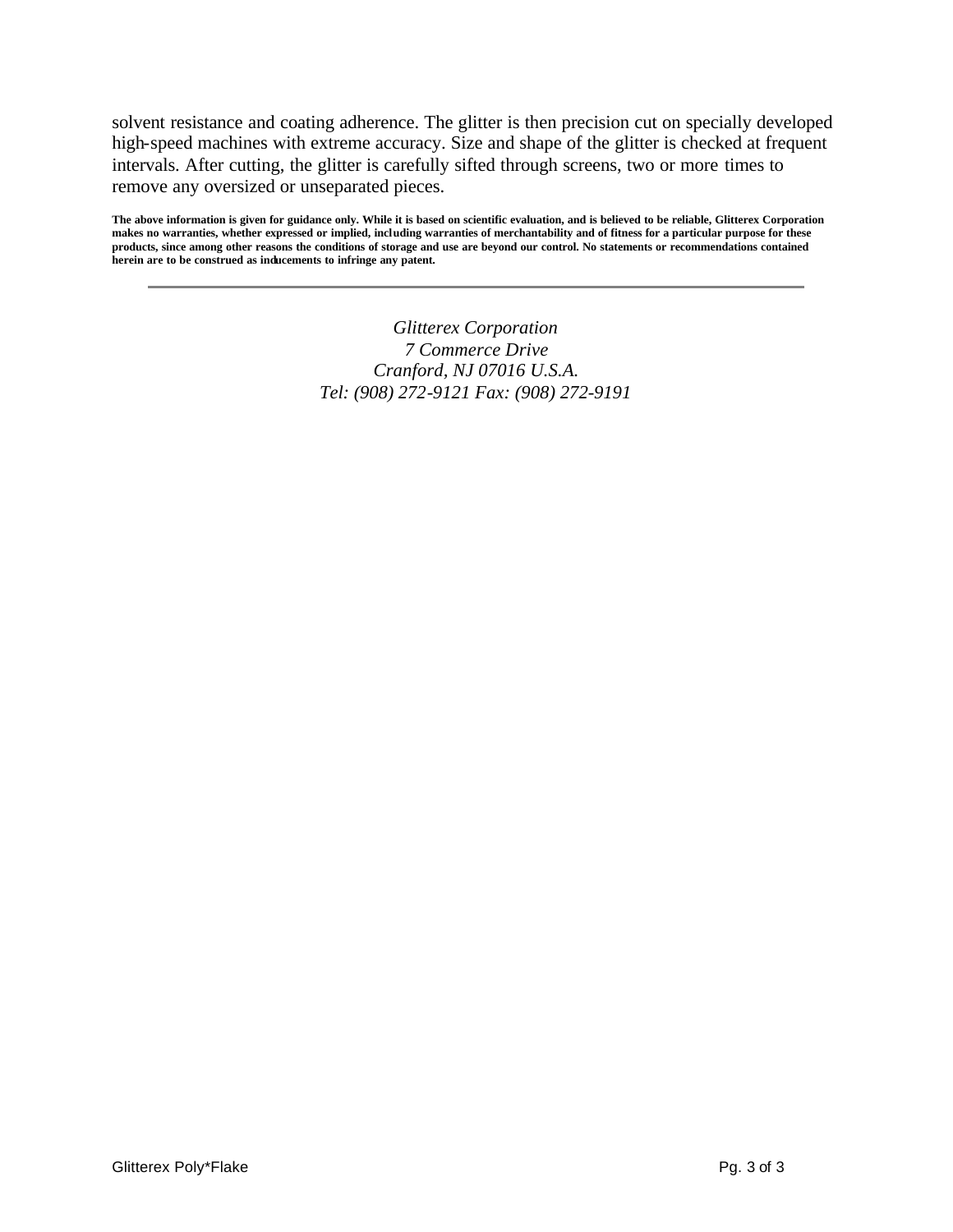solvent resistance and coating adherence. The glitter is then precision cut on specially developed high-speed machines with extreme accuracy. Size and shape of the glitter is checked at frequent intervals. After cutting, the glitter is carefully sifted through screens, two or more times to remove any oversized or unseparated pieces.

**The above information is given for guidance only. While it is based on scientific evaluation, and is believed to be reliable, Glitterex Corporation makes no warranties, whether expressed or implied, including warranties of merchantability and of fitness for a particular purpose for these products, since among other reasons the conditions of storage and use are beyond our control. No statements or recommendations contained herein are to be construed as inducements to infringe any patent.**

---

*Glitterex Corporation*
*7 Commerce Drive*
*Cranford, NJ 07016 U.S.A.*
*Tel: (908) 272-9121 Fax: (908) 272-9191*